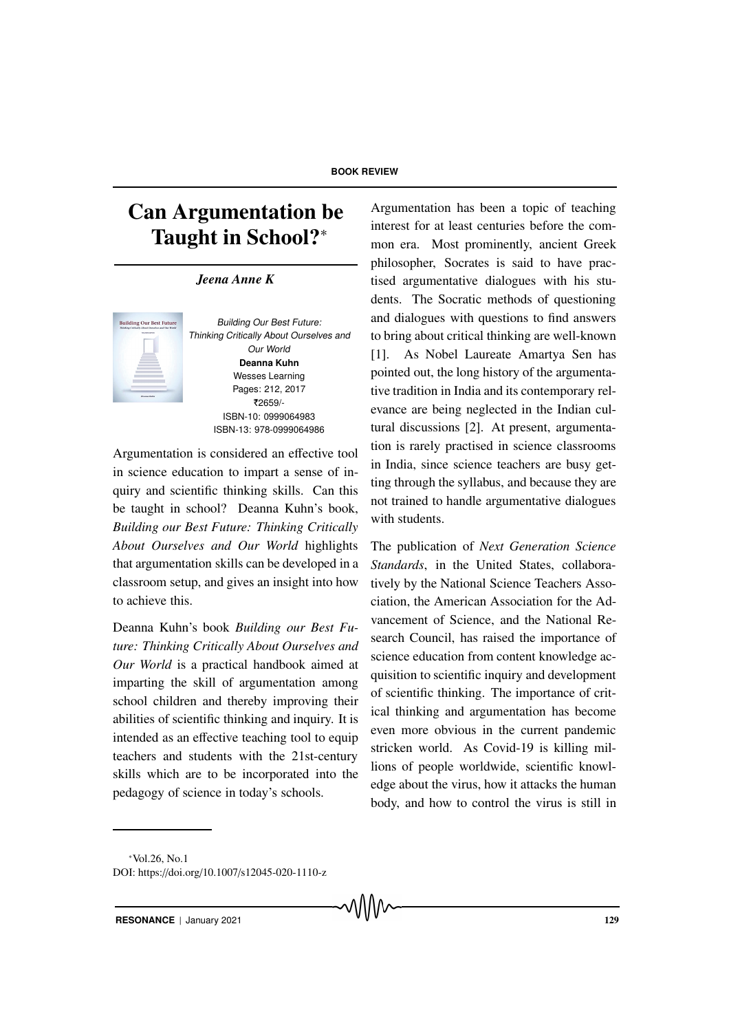BOOK REVIEW

# Can Argumentation be Taught in School?*

*Jeena Anne K*

*Building Our Best Future: Thinking Critically About Ourselves and Our World*
**Deanna Kuhn**
Wesses Learning
Pages: 212, 2017
₹2659/-
ISBN-10: 0999064983
ISBN-13: 978-0999064986

Argumentation is considered an effective tool in science education to impart a sense of inquiry and scientific thinking skills. Can this be taught in school? Deanna Kuhn's book, *Building our Best Future: Thinking Critically About Ourselves and Our World* highlights that argumentation skills can be developed in a classroom setup, and gives an insight into how to achieve this.

Deanna Kuhn's book *Building our Best Future: Thinking Critically About Ourselves and Our World* is a practical handbook aimed at imparting the skill of argumentation among school children and thereby improving their abilities of scientific thinking and inquiry. It is intended as an effective teaching tool to equip teachers and students with the 21st-century skills which are to be incorporated into the pedagogy of science in today's schools.

Argumentation has been a topic of teaching interest for at least centuries before the common era. Most prominently, ancient Greek philosopher, Socrates is said to have practised argumentative dialogues with his students. The Socratic methods of questioning and dialogues with questions to find answers to bring about critical thinking are well-known [1]. As Nobel Laureate Amartya Sen has pointed out, the long history of the argumentative tradition in India and its contemporary relevance are being neglected in the Indian cultural discussions [2]. At present, argumentation is rarely practised in science classrooms in India, since science teachers are busy getting through the syllabus, and because they are not trained to handle argumentative dialogues with students.

The publication of *Next Generation Science Standards*, in the United States, collaboratively by the National Science Teachers Association, the American Association for the Advancement of Science, and the National Research Council, has raised the importance of science education from content knowledge acquisition to scientific inquiry and development of scientific thinking. The importance of critical thinking and argumentation has become even more obvious in the current pandemic stricken world. As Covid-19 is killing millions of people worldwide, scientific knowledge about the virus, how it attacks the human body, and how to control the virus is still in

*Vol.26, No.1
DOI: https://doi.org/10.1007/s12045-020-1110-z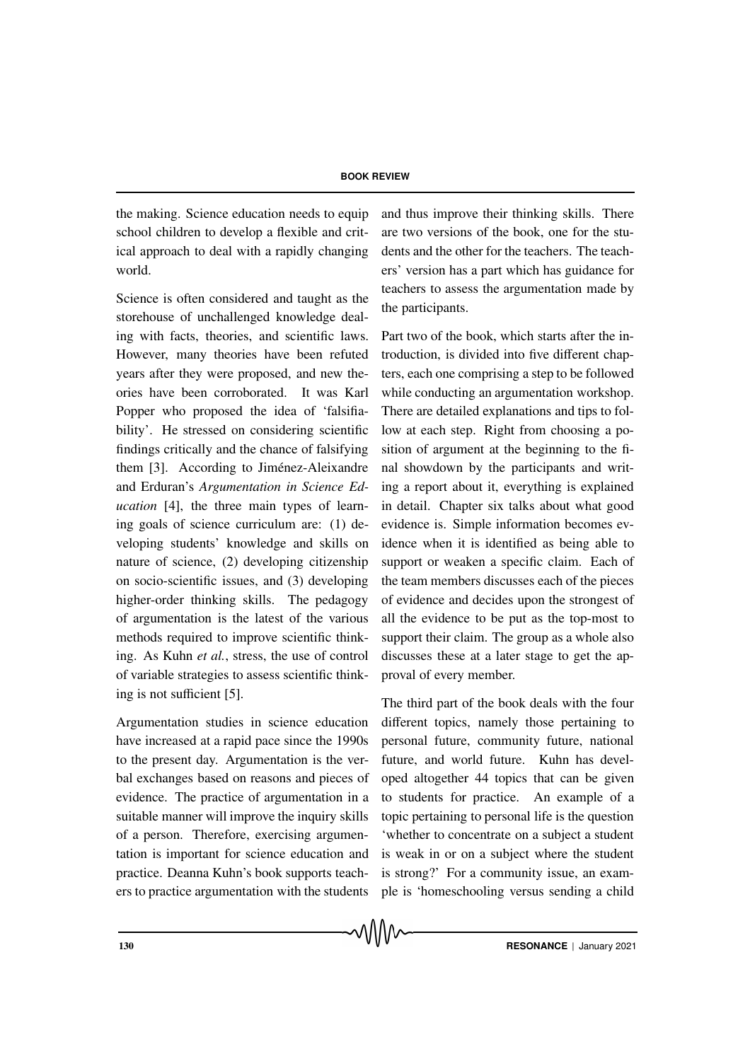the making. Science education needs to equip school children to develop a flexible and critical approach to deal with a rapidly changing world.

Science is often considered and taught as the storehouse of unchallenged knowledge dealing with facts, theories, and scientific laws. However, many theories have been refuted years after they were proposed, and new theories have been corroborated. It was Karl Popper who proposed the idea of 'falsifiability'. He stressed on considering scientific findings critically and the chance of falsifying them [3]. According to Jiménez-Aleixandre and Erduran's *Argumentation in Science Education* [4], the three main types of learning goals of science curriculum are: (1) developing students' knowledge and skills on nature of science, (2) developing citizenship on socio-scientific issues, and (3) developing higher-order thinking skills. The pedagogy of argumentation is the latest of the various methods required to improve scientific thinking. As Kuhn *et al.*, stress, the use of control of variable strategies to assess scientific thinking is not sufficient [5].

Argumentation studies in science education have increased at a rapid pace since the 1990s to the present day. Argumentation is the verbal exchanges based on reasons and pieces of evidence. The practice of argumentation in a suitable manner will improve the inquiry skills of a person. Therefore, exercising argumentation is important for science education and practice. Deanna Kuhn's book supports teachers to practice argumentation with the students and thus improve their thinking skills. There are two versions of the book, one for the students and the other for the teachers. The teachers' version has a part which has guidance for teachers to assess the argumentation made by the participants.

Part two of the book, which starts after the introduction, is divided into five different chapters, each one comprising a step to be followed while conducting an argumentation workshop. There are detailed explanations and tips to follow at each step. Right from choosing a position of argument at the beginning to the final showdown by the participants and writing a report about it, everything is explained in detail. Chapter six talks about what good evidence is. Simple information becomes evidence when it is identified as being able to support or weaken a specific claim. Each of the team members discusses each of the pieces of evidence and decides upon the strongest of all the evidence to be put as the top-most to support their claim. The group as a whole also discusses these at a later stage to get the approval of every member.

The third part of the book deals with the four different topics, namely those pertaining to personal future, community future, national future, and world future. Kuhn has developed altogether 44 topics that can be given to students for practice. An example of a topic pertaining to personal life is the question 'whether to concentrate on a subject a student is weak in or on a subject where the student is strong?' For a community issue, an example is 'homeschooling versus sending a child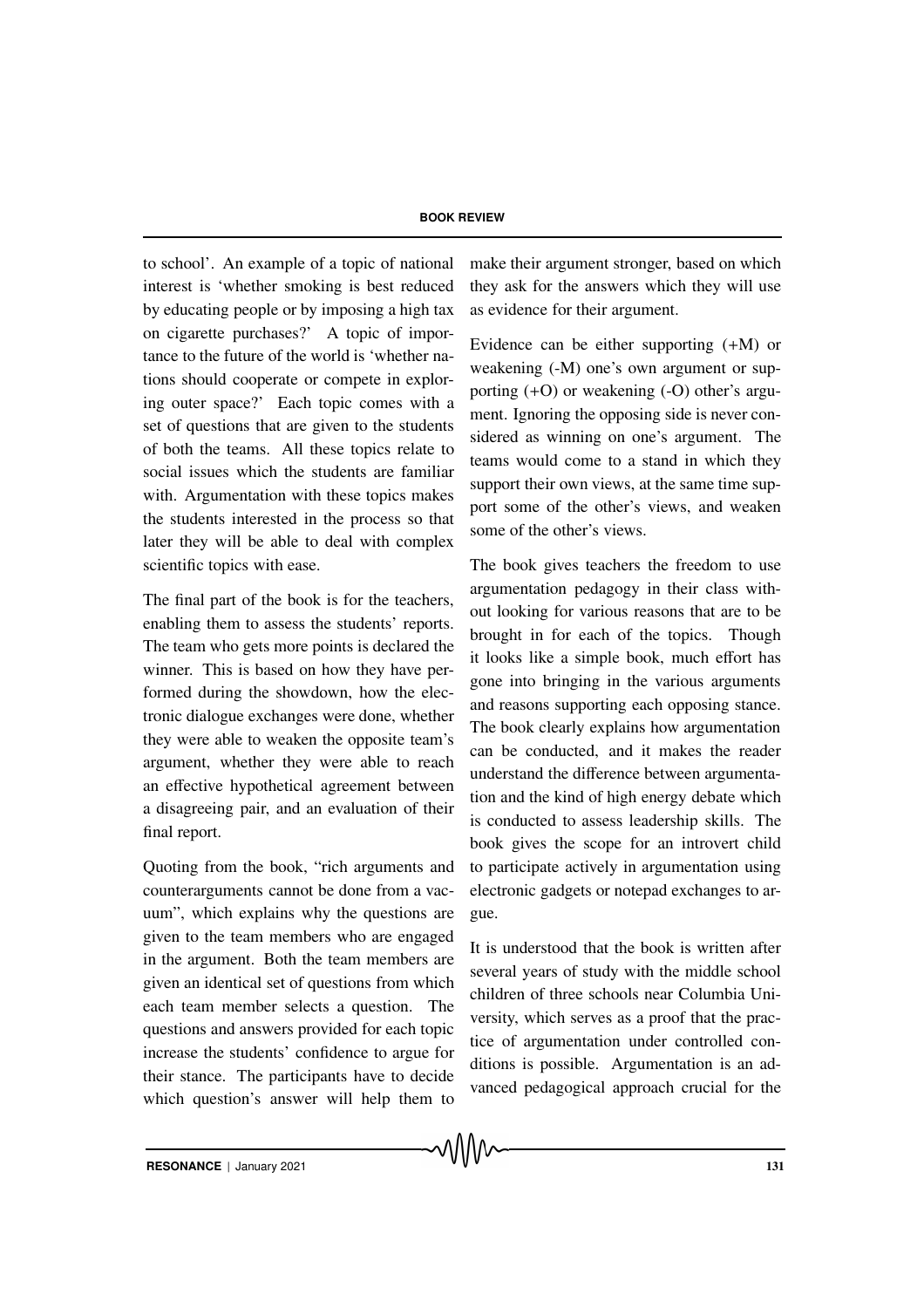to school'. An example of a topic of national interest is 'whether smoking is best reduced by educating people or by imposing a high tax on cigarette purchases?' A topic of importance to the future of the world is 'whether nations should cooperate or compete in exploring outer space?' Each topic comes with a set of questions that are given to the students of both the teams. All these topics relate to social issues which the students are familiar with. Argumentation with these topics makes the students interested in the process so that later they will be able to deal with complex scientific topics with ease.

The final part of the book is for the teachers, enabling them to assess the students' reports. The team who gets more points is declared the winner. This is based on how they have performed during the showdown, how the electronic dialogue exchanges were done, whether they were able to weaken the opposite team's argument, whether they were able to reach an effective hypothetical agreement between a disagreeing pair, and an evaluation of their final report.

Quoting from the book, "rich arguments and counterarguments cannot be done from a vacuum", which explains why the questions are given to the team members who are engaged in the argument. Both the team members are given an identical set of questions from which each team member selects a question. The questions and answers provided for each topic increase the students' confidence to argue for their stance. The participants have to decide which question's answer will help them to make their argument stronger, based on which they ask for the answers which they will use as evidence for their argument.

Evidence can be either supporting (+M) or weakening (-M) one's own argument or supporting (+O) or weakening (-O) other's argument. Ignoring the opposing side is never considered as winning on one's argument. The teams would come to a stand in which they support their own views, at the same time support some of the other's views, and weaken some of the other's views.

The book gives teachers the freedom to use argumentation pedagogy in their class without looking for various reasons that are to be brought in for each of the topics. Though it looks like a simple book, much effort has gone into bringing in the various arguments and reasons supporting each opposing stance. The book clearly explains how argumentation can be conducted, and it makes the reader understand the difference between argumentation and the kind of high energy debate which is conducted to assess leadership skills. The book gives the scope for an introvert child to participate actively in argumentation using electronic gadgets or notepad exchanges to argue.

It is understood that the book is written after several years of study with the middle school children of three schools near Columbia University, which serves as a proof that the practice of argumentation under controlled conditions is possible. Argumentation is an advanced pedagogical approach crucial for the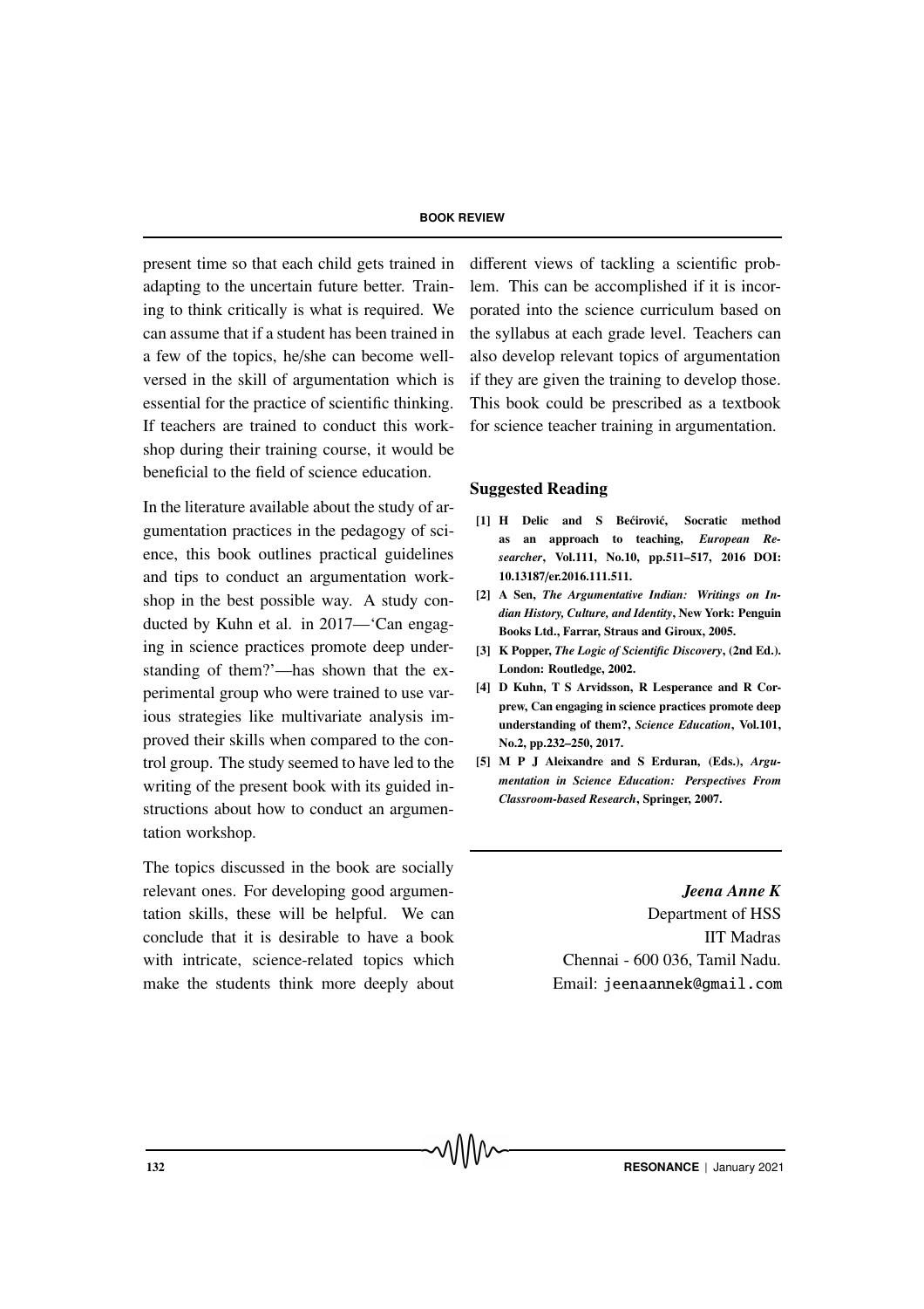present time so that each child gets trained in adapting to the uncertain future better. Training to think critically is what is required. We can assume that if a student has been trained in a few of the topics, he/she can become well-versed in the skill of argumentation which is essential for the practice of scientific thinking. If teachers are trained to conduct this workshop during their training course, it would be beneficial to the field of science education.

In the literature available about the study of argumentation practices in the pedagogy of science, this book outlines practical guidelines and tips to conduct an argumentation workshop in the best possible way. A study conducted by Kuhn et al. in 2017—'Can engaging in science practices promote deep understanding of them?'—has shown that the experimental group who were trained to use various strategies like multivariate analysis improved their skills when compared to the control group. The study seemed to have led to the writing of the present book with its guided instructions about how to conduct an argumentation workshop.

The topics discussed in the book are socially relevant ones. For developing good argumentation skills, these will be helpful. We can conclude that it is desirable to have a book with intricate, science-related topics which make the students think more deeply about different views of tackling a scientific problem. This can be accomplished if it is incorporated into the science curriculum based on the syllabus at each grade level. Teachers can also develop relevant topics of argumentation if they are given the training to develop those. This book could be prescribed as a textbook for science teacher training in argumentation.

## Suggested Reading

**[1] H Delic and S Bećirović, Socratic method as an approach to teaching, *European Researcher*, Vol.111, No.10, pp.511–517, 2016 DOI: 10.13187/er.2016.111.511.**

**[2] A Sen, *The Argumentative Indian: Writings on Indian History, Culture, and Identity*, New York: Penguin Books Ltd., Farrar, Straus and Giroux, 2005.**

**[3] K Popper, *The Logic of Scientific Discovery*, (2nd Ed.). London: Routledge, 2002.**

**[4] D Kuhn, T S Arvidsson, R Lesperance and R Corprew, Can engaging in science practices promote deep understanding of them?, *Science Education*, Vol.101, No.2, pp.232–250, 2017.**

**[5] M P J Aleixandre and S Erduran, (Eds.), *Argumentation in Science Education: Perspectives From Classroom-based Research*, Springer, 2007.**

***Jeena Anne K***
Department of HSS
IIT Madras
Chennai - 600 036, Tamil Nadu.
Email: jeenaannek@gmail.com